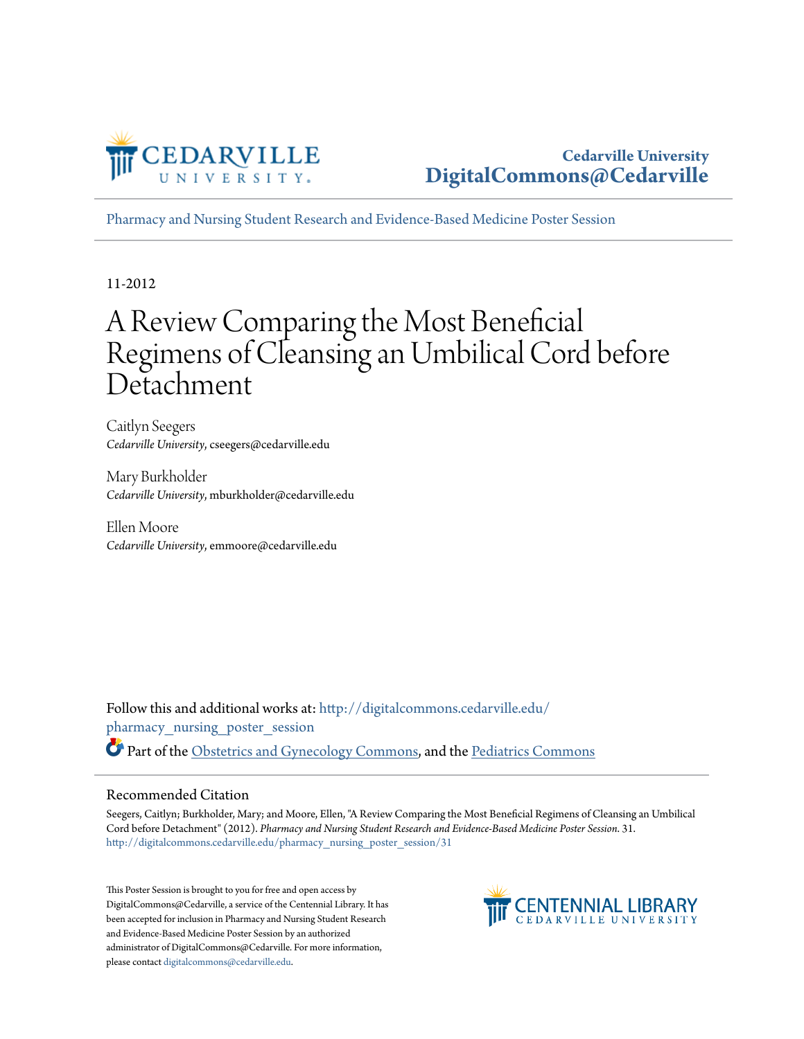Cedarville University
DigitalCommons@Cedarville

Pharmacy and Nursing Student Research and Evidence-Based Medicine Poster Session

11-2012

# A Review Comparing the Most Beneficial Regimens of Cleansing an Umbilical Cord before Detachment

Caitlyn Seegers
*Cedarville University*, cseegers@cedarville.edu

Mary Burkholder
*Cedarville University*, mburkholder@cedarville.edu

Ellen Moore
*Cedarville University*, emmoore@cedarville.edu

Follow this and additional works at: http://digitalcommons.cedarville.edu/pharmacy_nursing_poster_session

Part of the Obstetrics and Gynecology Commons, and the Pediatrics Commons

## Recommended Citation

Seegers, Caitlyn; Burkholder, Mary; and Moore, Ellen, "A Review Comparing the Most Beneficial Regimens of Cleansing an Umbilical Cord before Detachment" (2012). *Pharmacy and Nursing Student Research and Evidence-Based Medicine Poster Session*. 31.
http://digitalcommons.cedarville.edu/pharmacy_nursing_poster_session/31

This Poster Session is brought to you for free and open access by DigitalCommons@Cedarville, a service of the Centennial Library. It has been accepted for inclusion in Pharmacy and Nursing Student Research and Evidence-Based Medicine Poster Session by an authorized administrator of DigitalCommons@Cedarville. For more information, please contact digitalcommons@cedarville.edu.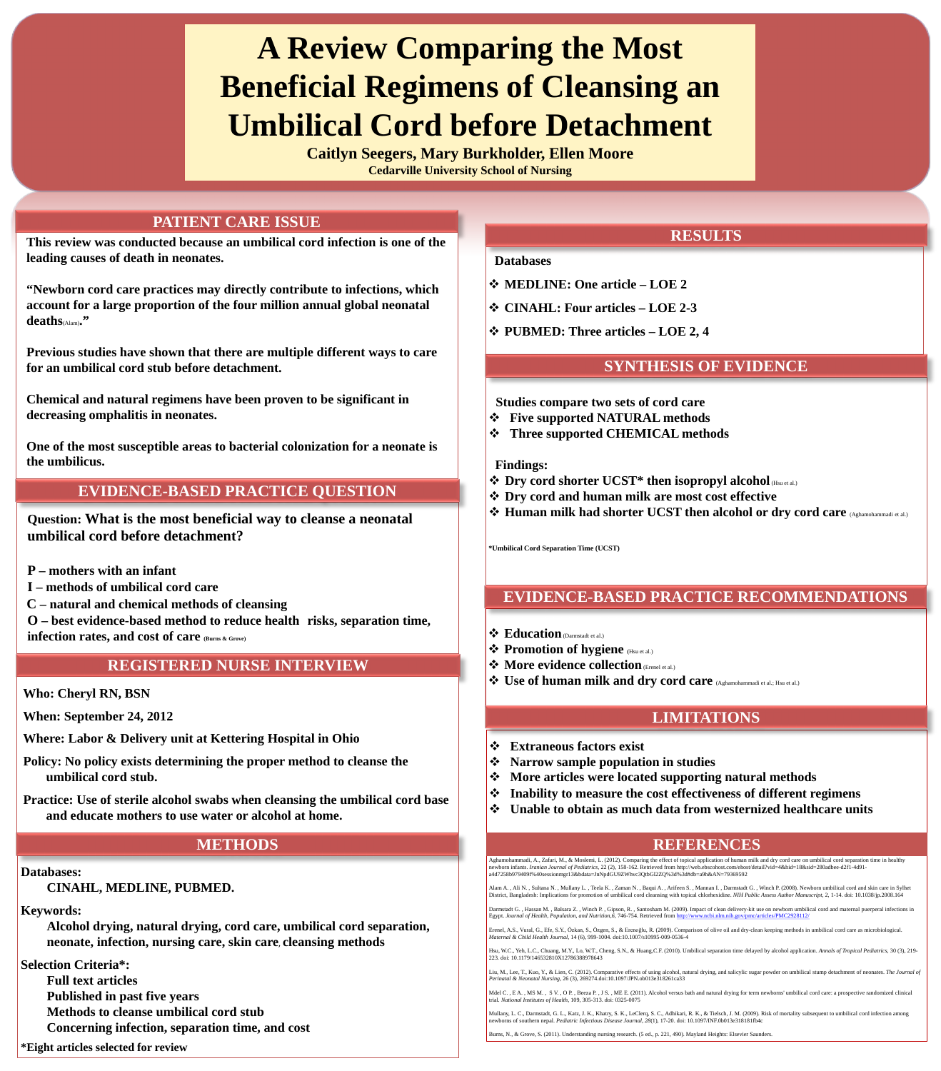# A Review Comparing the Most Beneficial Regimens of Cleansing an Umbilical Cord before Detachment

**Caitlyn Seegers, Mary Burkholder, Ellen Moore**

**Cedarville University School of Nursing**

## PATIENT CARE ISSUE

**This review was conducted because an umbilical cord infection is one of the leading causes of death in neonates.**

**"Newborn cord care practices may directly contribute to infections, which account for a large proportion of the four million annual global neonatal deaths** (Alam)**."**

**Previous studies have shown that there are multiple different ways to care for an umbilical cord stub before detachment.**

**Chemical and natural regimens have been proven to be significant in decreasing omphalitis in neonates.**

**One of the most susceptible areas to bacterial colonization for a neonate is the umbilicus.**

## EVIDENCE-BASED PRACTICE QUESTION

**Question: What is the most beneficial way to cleanse a neonatal umbilical cord before detachment?**

**P – mothers with an infant**
**I – methods of umbilical cord care**
**C – natural and chemical methods of cleansing**
**O – best evidence-based method to reduce health risks, separation time, infection rates, and cost of care** (Burns & Grove)

## REGISTERED NURSE INTERVIEW

**Who: Cheryl RN, BSN**

**When: September 24, 2012**

**Where: Labor & Delivery unit at Kettering Hospital in Ohio**

**Policy: No policy exists determining the proper method to cleanse the umbilical cord stub.**

**Practice: Use of sterile alcohol swabs when cleansing the umbilical cord base and educate mothers to use water or alcohol at home.**

## METHODS

**Databases:**
**CINAHL, MEDLINE, PUBMED.**

**Keywords:**
**Alcohol drying, natural drying, cord care, umbilical cord separation, neonate, infection, nursing care, skin care, cleansing methods**

**Selection Criteria*:**
- **Full text articles**
- **Published in past five years**
- **Methods to cleanse umbilical cord stub**
- **Concerning infection, separation time, and cost**

***Eight articles selected for review**

## RESULTS

**Databases**

- **MEDLINE: One article – LOE 2**
- **CINAHL: Four articles – LOE 2-3**
- **PUBMED: Three articles – LOE 2, 4**

## SYNTHESIS OF EVIDENCE

**Studies compare two sets of cord care**
- **Five supported NATURAL methods**
- **Three supported CHEMICAL methods**

**Findings:**
- **Dry cord shorter UCST* then isopropyl alcohol** (Hsu et al.)
- **Dry cord and human milk are most cost effective**
- **Human milk had shorter UCST then alcohol or dry cord care** (Aghamohammadi et al.)

***Umbilical Cord Separation Time (UCST)**

## EVIDENCE-BASED PRACTICE RECOMMENDATIONS

- **Education** (Darmstadt et al.)
- **Promotion of hygiene** (Hsu et al.)
- **More evidence collection** (Erenel et al.)
- **Use of human milk and dry cord care** (Aghamohammadi et al.; Hsu et al.)

## LIMITATIONS

- **Extraneous factors exist**
- **Narrow sample population in studies**
- **More articles were located supporting natural methods**
- **Inability to measure the cost effectiveness of different regimens**
- **Unable to obtain as much data from westernized healthcare units**

## REFERENCES

Aghamohammadi, A., Zafari, M., & Moslemi, L. (2012). Comparing the effect of topical application of human milk and dry cord care on umbilical cord separation time in healthy newborn infants. *Iranian Journal of Pediatrics*, 22 (2), 158-162. Retrieved from http://web.ebscohost.com/ehost/detail?vid=4&hid=18&sid=280adbee-d2f1-4d91-a4d7258b979409f%40sessionmgr13&bdata=JnNpdGU9ZWhvc3QtbGl2ZQ%3d%3d#db=a9h&AN=79369592

Alam A. , Ali N. , Sultana N. , Mullany L. , Teela K. , Zaman N. , Baqui A. , Arifeen S. , Mannan I. , Darmstadt G. , Winch P. (2008). Newborn umbilical cord and skin care in Sylhet District, Bangladesh: Implications for promotion of umbilical cord cleansing with topical chlorhexidine. *NIH Public Assess Author Manuscript*, 2, 1-14. doi: 10.1038/jp.2008.164

Darmstadt G. , Hassan M. , Balsara Z. , Winch P. , Gipson, R. , Santosham M. (2009). Impact of clean delivery-kit use on newborn umbilical cord and maternal puerperal infections in Egypt. *Journal of Health, Population, and Nutrition*,6, 746-754. Retrieved from http://www.ncbi.nlm.nih.gov/pmc/articles/PMC2928112/

Erenel, A.S., Vural, G., Efe, S.Y., Özkan, S., Özgen, S., & Ereno​ğlu, R. (2009). Comparison of olive oil and dry-clean keeping methods in umbilical cord care as microbiological. *Maternal & Child Health Journal*, 14 (6), 999-1004. doi:10.1007/s10995-009-0536-4

Hsu, W.C., Yeh, L.C., Chuang, M.Y., Lo, W.T., Cheng, S.N., & Huang,C.F. (2010). Umbilical separation time delayed by alcohol application. *Annals of Tropical Pediatrics*, 30 (3), 219-223. doi: 10.1179/146532810X12786388978643

Liu, M., Lee, T., Kuo, Y., & Lien, C. (2012). Comparative effects of using alcohol, natural drying, and salicylic sugar powder on umbilical stump detachment of neonates. *The Journal of Perinatal & Neonatal Nursing*, 26 (3), 269274.doi:10.1097/JPN.0b013e318261ca33

Mdel C. , E A. , MS M. , S V. , O P. , Beeza P. , J S. , ME E. (2011). Alcohol versus bath and natural drying for term newborns' umbilical cord care: a prospective randomized clinical trial. *National Institutes of Health*, 109, 305-313. doi: 0325-0075

Mullany, L. C., Darmstadt, G. L., Katz, J. K., Khatry, S. K., LeClerq, S. C., Adhikari, R. K., & Tielsch, J. M. (2009). Risk of mortality subsequent to umbilical cord infection among newborns of southern nepal. *Pediatric Infectious Disease Journal*, *28*(1), 17-20. doi: 10.1097/INF.0b013e318181fb4c

Burns, N., & Grove, S. (2011). Understanding nursing research. (5 ed., p. 221, 490). Mayland Heights: Elsevier Saunders.